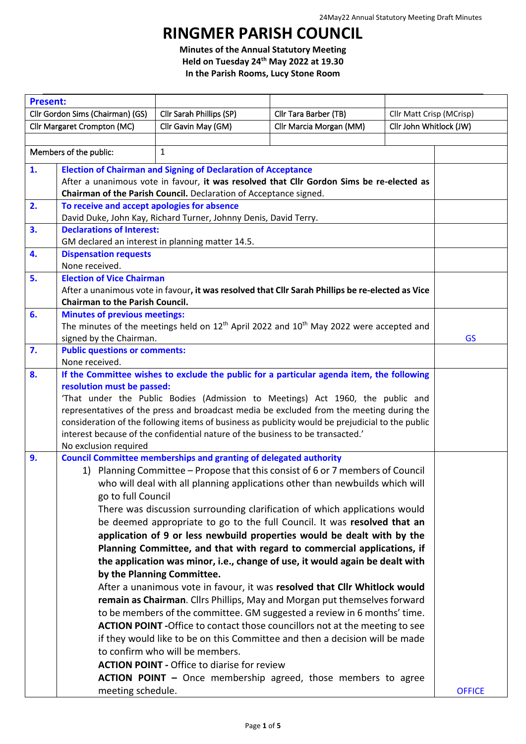# RINGMER PARISH COUNCIL

**Minutes of the Annual Statutory Meeting**
**Held on Tuesday 24th May 2022 at 19.30**
**In the Parish Rooms, Lucy Stone Room**

| **Present:** | | | |
|---|---|---|---|
| Cllr Gordon Sims (Chairman) (GS) | Cllr Sarah Phillips (SP) | Cllr Tara Barber (TB) | Cllr Matt Crisp (MCrisp) |
| Cllr Margaret Crompton (MC) | Cllr Gavin May (GM) | Cllr Marcia Morgan (MM) | Cllr John Whitlock (JW) |
| | | | |
| Members of the public: | 1 | | |

| | | |
|---|---|---|
| **1.** | **Election of Chairman and Signing of Declaration of Acceptance**<br>After a unanimous vote in favour, **it was resolved that Cllr Gordon Sims be re-elected as Chairman of the Parish Council.** Declaration of Acceptance signed. | |
| **2.** | **To receive and accept apologies for absence**<br>David Duke, John Kay, Richard Turner, Johnny Denis, David Terry. | |
| **3.** | **Declarations of Interest:**<br>GM declared an interest in planning matter 14.5. | |
| **4.** | **Dispensation requests**<br>None received. | |
| **5.** | **Election of Vice Chairman**<br>After a unanimous vote in favour, **it was resolved that Cllr Sarah Phillips be re-elected as Vice Chairman to the Parish Council.** | |
| **6.** | **Minutes of previous meetings:**<br>The minutes of the meetings held on 12th April 2022 and 10th May 2022 were accepted and signed by the Chairman. | GS |
| **7.** | **Public questions or comments:**<br>None received. | |
| **8.** | **If the Committee wishes to exclude the public for a particular agenda item, the following resolution must be passed:**<br>'That under the Public Bodies (Admission to Meetings) Act 1960, the public and representatives of the press and broadcast media be excluded from the meeting during the consideration of the following items of business as publicity would be prejudicial to the public interest because of the confidential nature of the business to be transacted.'<br>No exclusion required | |
| **9.** | **Council Committee memberships and granting of delegated authority**<br>1) Planning Committee – Propose that this consist of 6 or 7 members of Council who will deal with all planning applications other than newbuilds which will go to full Council<br>There was discussion surrounding clarification of which applications would be deemed appropriate to go to the full Council. It was **resolved that an application of 9 or less newbuild properties would be dealt with by the Planning Committee, and that with regard to commercial applications, if the application was minor, i.e., change of use, it would again be dealt with by the Planning Committee.**<br>After a unanimous vote in favour, it was **resolved that Cllr Whitlock would remain as Chairman**. Cllrs Phillips, May and Morgan put themselves forward to be members of the committee. GM suggested a review in 6 months' time.<br>**ACTION POINT -**Office to contact those councillors not at the meeting to see if they would like to be on this Committee and then a decision will be made to confirm who will be members.<br>**ACTION POINT -** Office to diarise for review<br>**ACTION POINT –** Once membership agreed, those members to agree meeting schedule. | OFFICE |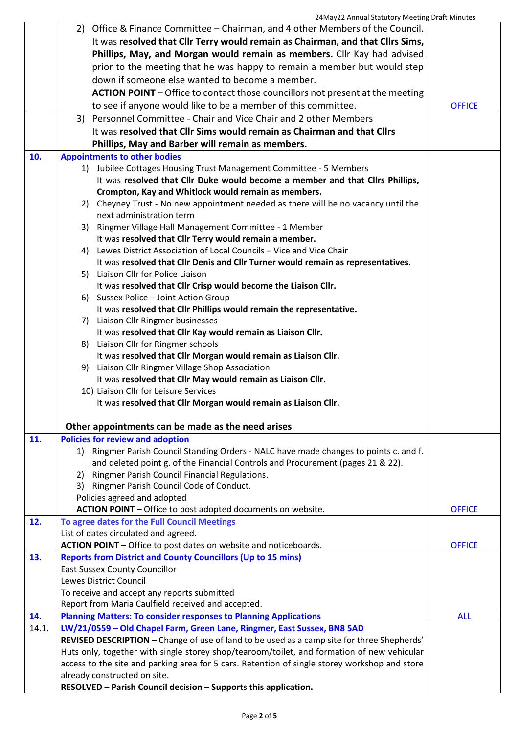| | | |
|---|---|---|
| | 2) Office & Finance Committee – Chairman, and 4 other Members of the Council.<br>It was **resolved that Cllr Terry would remain as Chairman, and that Cllrs Sims, Phillips, May, and Morgan would remain as members.** Cllr Kay had advised prior to the meeting that he was happy to remain a member but would step down if someone else wanted to become a member.<br>**ACTION POINT** – Office to contact those councillors not present at the meeting to see if anyone would like to be a member of this committee. | OFFICE |
| | 3) Personnel Committee - Chair and Vice Chair and 2 other Members<br>It was **resolved that Cllr Sims would remain as Chairman and that Cllrs Phillips, May and Barber will remain as members.** | |
| **10.** | **Appointments to other bodies**<br>1) Jubilee Cottages Housing Trust Management Committee - 5 Members<br>It was **resolved that Cllr Duke would become a member and that Cllrs Phillips, Crompton, Kay and Whitlock would remain as members.**<br>2) Cheyney Trust - No new appointment needed as there will be no vacancy until the next administration term<br>3) Ringmer Village Hall Management Committee - 1 Member<br>It was **resolved that Cllr Terry would remain a member.**<br>4) Lewes District Association of Local Councils – Vice and Vice Chair<br>It was **resolved that Cllr Denis and Cllr Turner would remain as representatives.**<br>5) Liaison Cllr for Police Liaison<br>It was **resolved that Cllr Crisp would become the Liaison Cllr.**<br>6) Sussex Police – Joint Action Group<br>It was **resolved that Cllr Phillips would remain the representative.**<br>7) Liaison Cllr Ringmer businesses<br>It was **resolved that Cllr Kay would remain as Liaison Cllr.**<br>8) Liaison Cllr for Ringmer schools<br>It was **resolved that Cllr Morgan would remain as Liaison Cllr.**<br>9) Liaison Cllr Ringmer Village Shop Association<br>It was **resolved that Cllr May would remain as Liaison Cllr.**<br>10) Liaison Cllr for Leisure Services<br>It was **resolved that Cllr Morgan would remain as Liaison Cllr.**<br><br>**Other appointments can be made as the need arises** | |
| **11.** | **Policies for review and adoption**<br>1) Ringmer Parish Council Standing Orders - NALC have made changes to points c. and f. and deleted point g. of the Financial Controls and Procurement (pages 21 & 22).<br>2) Ringmer Parish Council Financial Regulations.<br>3) Ringmer Parish Council Code of Conduct.<br>Policies agreed and adopted<br>**ACTION POINT –** Office to post adopted documents on website. | OFFICE |
| **12.** | **To agree dates for the Full Council Meetings**<br>List of dates circulated and agreed.<br>**ACTION POINT –** Office to post dates on website and noticeboards. | OFFICE |
| **13.** | **Reports from District and County Councillors (Up to 15 mins)**<br>East Sussex County Councillor<br>Lewes District Council<br>To receive and accept any reports submitted<br>Report from Maria Caulfield received and accepted. | |
| **14.** | **Planning Matters: To consider responses to Planning Applications** | ALL |
| 14.1. | **LW/21/0559 – Old Chapel Farm, Green Lane, Ringmer, East Sussex, BN8 5AD**<br>**REVISED DESCRIPTION –** Change of use of land to be used as a camp site for three Shepherds' Huts only, together with single storey shop/tearoom/toilet, and formation of new vehicular access to the site and parking area for 5 cars. Retention of single storey workshop and store already constructed on site.<br>**RESOLVED – Parish Council decision – Supports this application.** | |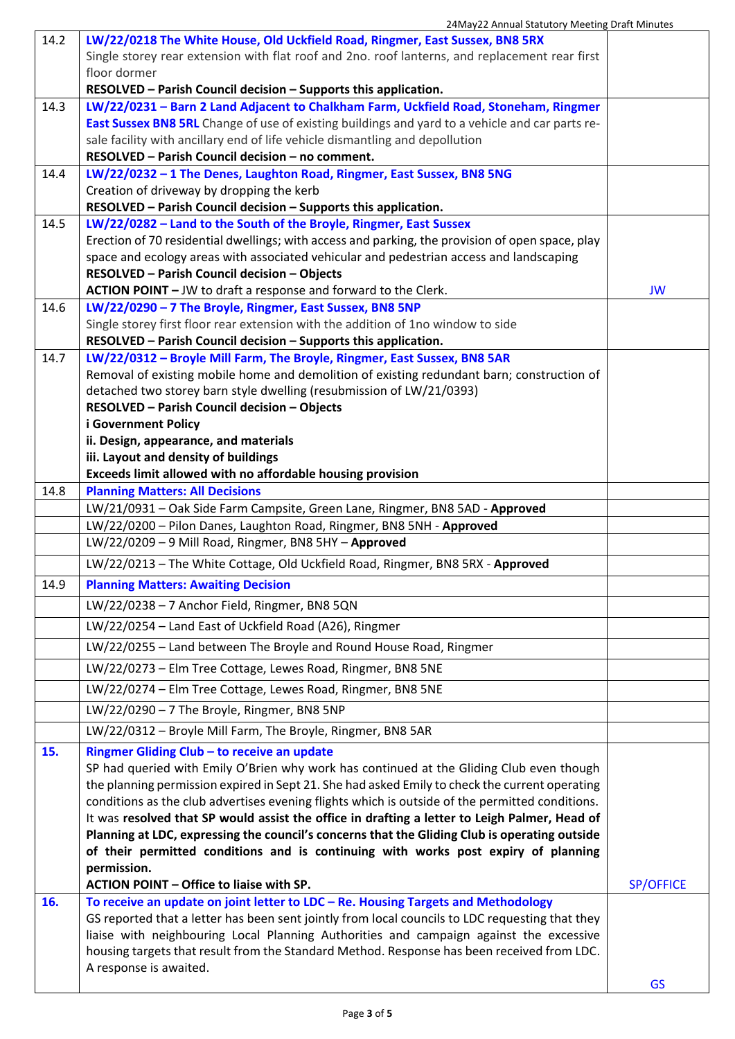| | | |
|---|---|---|
| 14.2 | **LW/22/0218 The White House, Old Uckfield Road, Ringmer, East Sussex, BN8 5RX**<br>Single storey rear extension with flat roof and 2no. roof lanterns, and replacement rear first floor dormer<br>**RESOLVED – Parish Council decision – Supports this application.** | |
| 14.3 | **LW/22/0231 – Barn 2 Land Adjacent to Chalkham Farm, Uckfield Road, Stoneham, Ringmer East Sussex BN8 5RL** Change of use of existing buildings and yard to a vehicle and car parts re-sale facility with ancillary end of life vehicle dismantling and depollution<br>**RESOLVED – Parish Council decision – no comment.** | |
| 14.4 | **LW/22/0232 – 1 The Denes, Laughton Road, Ringmer, East Sussex, BN8 5NG**<br>Creation of driveway by dropping the kerb<br>**RESOLVED – Parish Council decision – Supports this application.** | |
| 14.5 | **LW/22/0282 – Land to the South of the Broyle, Ringmer, East Sussex**<br>Erection of 70 residential dwellings; with access and parking, the provision of open space, play space and ecology areas with associated vehicular and pedestrian access and landscaping<br>**RESOLVED – Parish Council decision – Objects**<br>**ACTION POINT –** JW to draft a response and forward to the Clerk. | JW |
| 14.6 | **LW/22/0290 – 7 The Broyle, Ringmer, East Sussex, BN8 5NP**<br>Single storey first floor rear extension with the addition of 1no window to side<br>**RESOLVED – Parish Council decision – Supports this application.** | |
| 14.7 | **LW/22/0312 – Broyle Mill Farm, The Broyle, Ringmer, East Sussex, BN8 5AR**<br>Removal of existing mobile home and demolition of existing redundant barn; construction of detached two storey barn style dwelling (resubmission of LW/21/0393)<br>**RESOLVED – Parish Council decision – Objects**<br>**i Government Policy**<br>**ii. Design, appearance, and materials**<br>**iii. Layout and density of buildings**<br>**Exceeds limit allowed with no affordable housing provision** | |
| 14.8 | **Planning Matters: All Decisions** | |
| | LW/21/0931 – Oak Side Farm Campsite, Green Lane, Ringmer, BN8 5AD - **Approved** | |
| | LW/22/0200 – Pilon Danes, Laughton Road, Ringmer, BN8 5NH - **Approved** | |
| | LW/22/0209 – 9 Mill Road, Ringmer, BN8 5HY – **Approved** | |
| | LW/22/0213 – The White Cottage, Old Uckfield Road, Ringmer, BN8 5RX - **Approved** | |
| 14.9 | **Planning Matters: Awaiting Decision** | |
| | LW/22/0238 – 7 Anchor Field, Ringmer, BN8 5QN | |
| | LW/22/0254 – Land East of Uckfield Road (A26), Ringmer | |
| | LW/22/0255 – Land between The Broyle and Round House Road, Ringmer | |
| | LW/22/0273 – Elm Tree Cottage, Lewes Road, Ringmer, BN8 5NE | |
| | LW/22/0274 – Elm Tree Cottage, Lewes Road, Ringmer, BN8 5NE | |
| | LW/22/0290 – 7 The Broyle, Ringmer, BN8 5NP | |
| | LW/22/0312 – Broyle Mill Farm, The Broyle, Ringmer, BN8 5AR | |
| **15.** | **Ringmer Gliding Club – to receive an update**<br>SP had queried with Emily O'Brien why work has continued at the Gliding Club even though the planning permission expired in Sept 21. She had asked Emily to check the current operating conditions as the club advertises evening flights which is outside of the permitted conditions. It was **resolved that SP would assist the office in drafting a letter to Leigh Palmer, Head of Planning at LDC, expressing the council's concerns that the Gliding Club is operating outside of their permitted conditions and is continuing with works post expiry of planning permission.**<br>**ACTION POINT – Office to liaise with SP.** | SP/OFFICE |
| **16.** | **To receive an update on joint letter to LDC – Re. Housing Targets and Methodology**<br>GS reported that a letter has been sent jointly from local councils to LDC requesting that they liaise with neighbouring Local Planning Authorities and campaign against the excessive housing targets that result from the Standard Method. Response has been received from LDC. A response is awaited. | GS |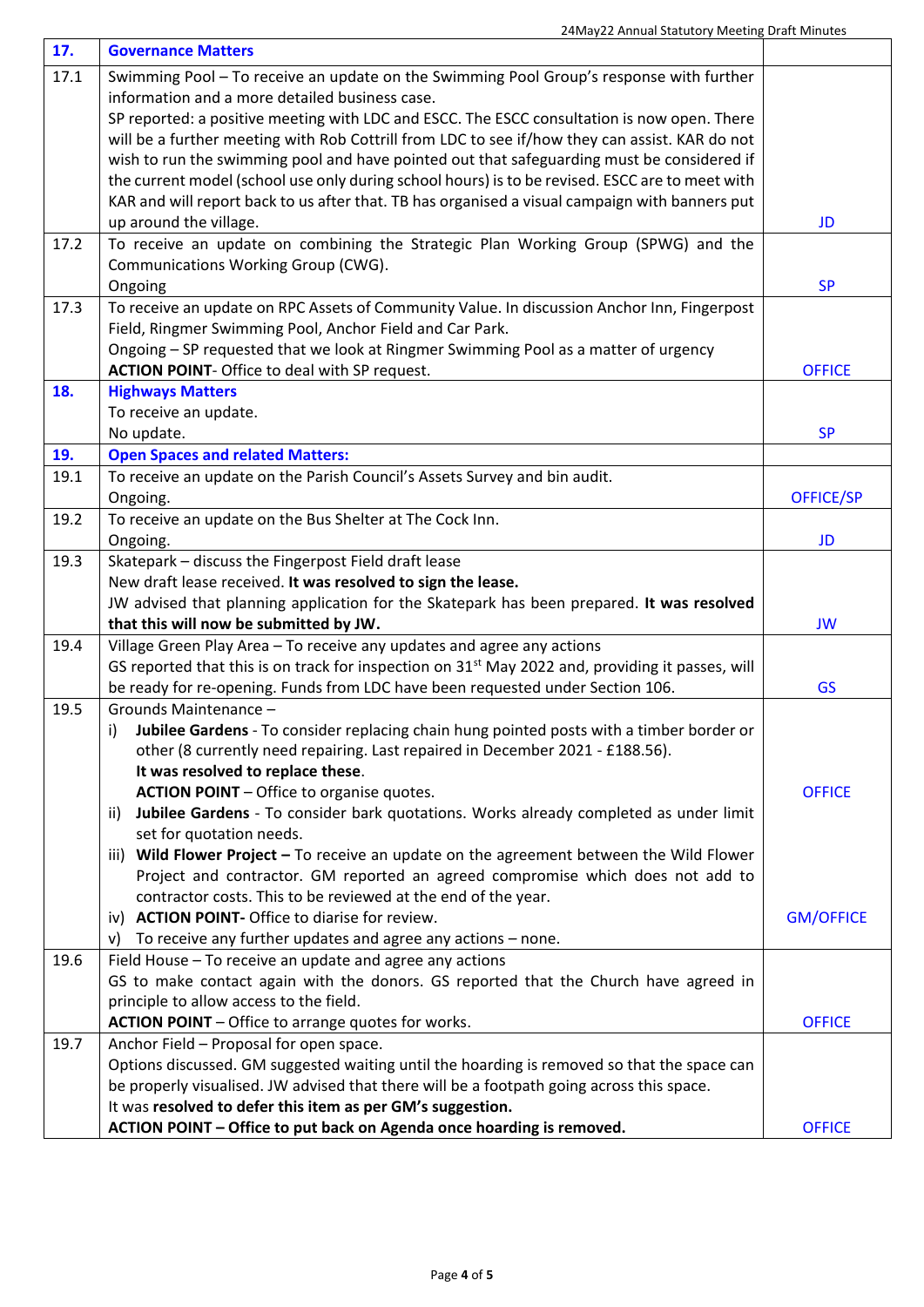| 17. | **Governance Matters** | |
|---|---|---|
| 17.1 | Swimming Pool – To receive an update on the Swimming Pool Group's response with further information and a more detailed business case.<br>SP reported: a positive meeting with LDC and ESCC. The ESCC consultation is now open. There will be a further meeting with Rob Cottrill from LDC to see if/how they can assist. KAR do not wish to run the swimming pool and have pointed out that safeguarding must be considered if the current model (school use only during school hours) is to be revised. ESCC are to meet with KAR and will report back to us after that. TB has organised a visual campaign with banners put up around the village. | JD |
| 17.2 | To receive an update on combining the Strategic Plan Working Group (SPWG) and the Communications Working Group (CWG).<br>Ongoing | SP |
| 17.3 | To receive an update on RPC Assets of Community Value. In discussion Anchor Inn, Fingerpost Field, Ringmer Swimming Pool, Anchor Field and Car Park.<br>Ongoing – SP requested that we look at Ringmer Swimming Pool as a matter of urgency<br>**ACTION POINT**- Office to deal with SP request. | OFFICE |
| **18.** | **Highways Matters**<br>To receive an update.<br>No update. | SP |
| **19.** | **Open Spaces and related Matters:** | |
| 19.1 | To receive an update on the Parish Council's Assets Survey and bin audit.<br>Ongoing. | OFFICE/SP |
| 19.2 | To receive an update on the Bus Shelter at The Cock Inn.<br>Ongoing. | JD |
| 19.3 | Skatepark – discuss the Fingerpost Field draft lease<br>New draft lease received. **It was resolved to sign the lease.**<br>JW advised that planning application for the Skatepark has been prepared. **It was resolved that this will now be submitted by JW.** | JW |
| 19.4 | Village Green Play Area – To receive any updates and agree any actions<br>GS reported that this is on track for inspection on 31st May 2022 and, providing it passes, will be ready for re-opening. Funds from LDC have been requested under Section 106. | GS |
| 19.5 | Grounds Maintenance –<br>i) **Jubilee Gardens** - To consider replacing chain hung pointed posts with a timber border or other (8 currently need repairing. Last repaired in December 2021 - £188.56).<br>**It was resolved to replace these**.<br>**ACTION POINT** – Office to organise quotes.<br>ii) **Jubilee Gardens** - To consider bark quotations. Works already completed as under limit set for quotation needs.<br>iii) **Wild Flower Project –** To receive an update on the agreement between the Wild Flower Project and contractor. GM reported an agreed compromise which does not add to contractor costs. This to be reviewed at the end of the year.<br>iv) **ACTION POINT-** Office to diarise for review.<br>v) To receive any further updates and agree any actions – none. | OFFICE<br><br>GM/OFFICE |
| 19.6 | Field House – To receive an update and agree any actions<br>GS to make contact again with the donors. GS reported that the Church have agreed in principle to allow access to the field.<br>**ACTION POINT** – Office to arrange quotes for works. | OFFICE |
| 19.7 | Anchor Field – Proposal for open space.<br>Options discussed. GM suggested waiting until the hoarding is removed so that the space can be properly visualised. JW advised that there will be a footpath going across this space.<br>It was **resolved to defer this item as per GM's suggestion.**<br>**ACTION POINT – Office to put back on Agenda once hoarding is removed.** | OFFICE |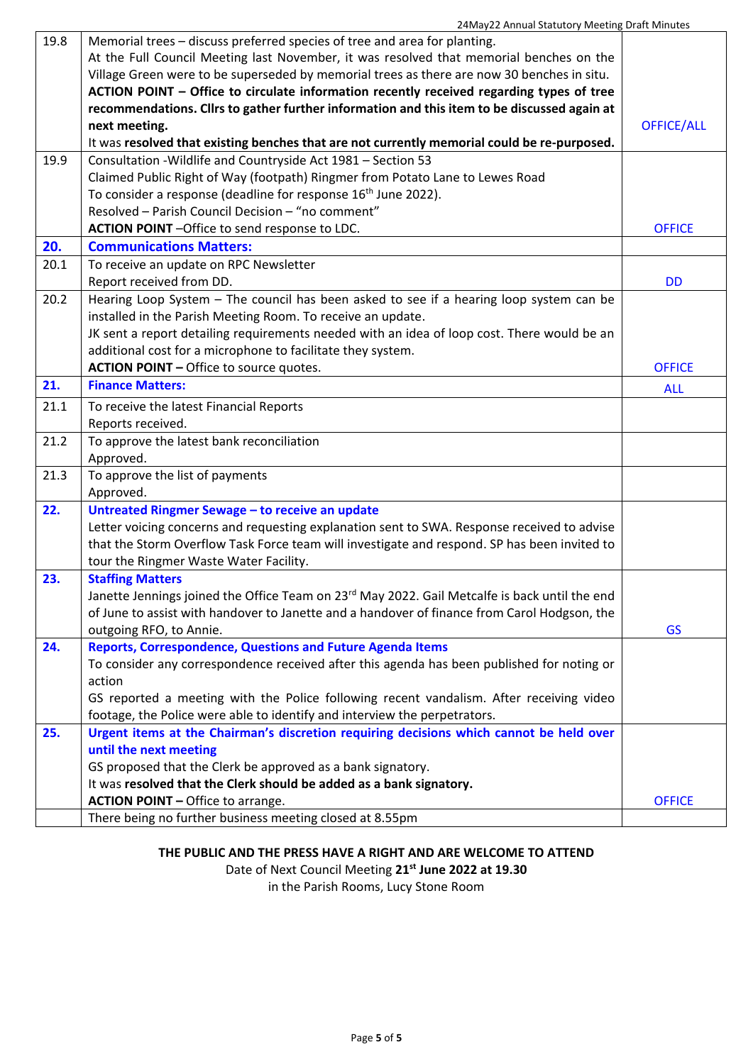| | | |
|---|---|---|
| 19.8 | Memorial trees – discuss preferred species of tree and area for planting.<br>At the Full Council Meeting last November, it was resolved that memorial benches on the Village Green were to be superseded by memorial trees as there are now 30 benches in situ.<br>**ACTION POINT – Office to circulate information recently received regarding types of tree recommendations. Cllrs to gather further information and this item to be discussed again at next meeting.**<br>It was **resolved that existing benches that are not currently memorial could be re-purposed.** | OFFICE/ALL |
| 19.9 | Consultation -Wildlife and Countryside Act 1981 – Section 53<br>Claimed Public Right of Way (footpath) Ringmer from Potato Lane to Lewes Road<br>To consider a response (deadline for response 16th June 2022).<br>Resolved – Parish Council Decision – "no comment"<br>**ACTION POINT** –Office to send response to LDC. | OFFICE |
| **20.** | **Communications Matters:** | |
| 20.1 | To receive an update on RPC Newsletter<br>Report received from DD. | DD |
| 20.2 | Hearing Loop System – The council has been asked to see if a hearing loop system can be installed in the Parish Meeting Room. To receive an update.<br>JK sent a report detailing requirements needed with an idea of loop cost. There would be an additional cost for a microphone to facilitate they system.<br>**ACTION POINT –** Office to source quotes. | OFFICE |
| **21.** | **Finance Matters:** | ALL |
| 21.1 | To receive the latest Financial Reports<br>Reports received. | |
| 21.2 | To approve the latest bank reconciliation<br>Approved. | |
| 21.3 | To approve the list of payments<br>Approved. | |
| **22.** | **Untreated Ringmer Sewage – to receive an update**<br>Letter voicing concerns and requesting explanation sent to SWA. Response received to advise that the Storm Overflow Task Force team will investigate and respond. SP has been invited to tour the Ringmer Waste Water Facility. | |
| **23.** | **Staffing Matters**<br>Janette Jennings joined the Office Team on 23rd May 2022. Gail Metcalfe is back until the end of June to assist with handover to Janette and a handover of finance from Carol Hodgson, the outgoing RFO, to Annie. | GS |
| **24.** | **Reports, Correspondence, Questions and Future Agenda Items**<br>To consider any correspondence received after this agenda has been published for noting or action<br>GS reported a meeting with the Police following recent vandalism. After receiving video footage, the Police were able to identify and interview the perpetrators. | |
| **25.** | **Urgent items at the Chairman's discretion requiring decisions which cannot be held over until the next meeting**<br>GS proposed that the Clerk be approved as a bank signatory.<br>It was **resolved that the Clerk should be added as a bank signatory.**<br>**ACTION POINT –** Office to arrange. | OFFICE |
| | There being no further business meeting closed at 8.55pm | |

**THE PUBLIC AND THE PRESS HAVE A RIGHT AND ARE WELCOME TO ATTEND**

Date of Next Council Meeting **21st June 2022 at 19.30**

in the Parish Rooms, Lucy Stone Room